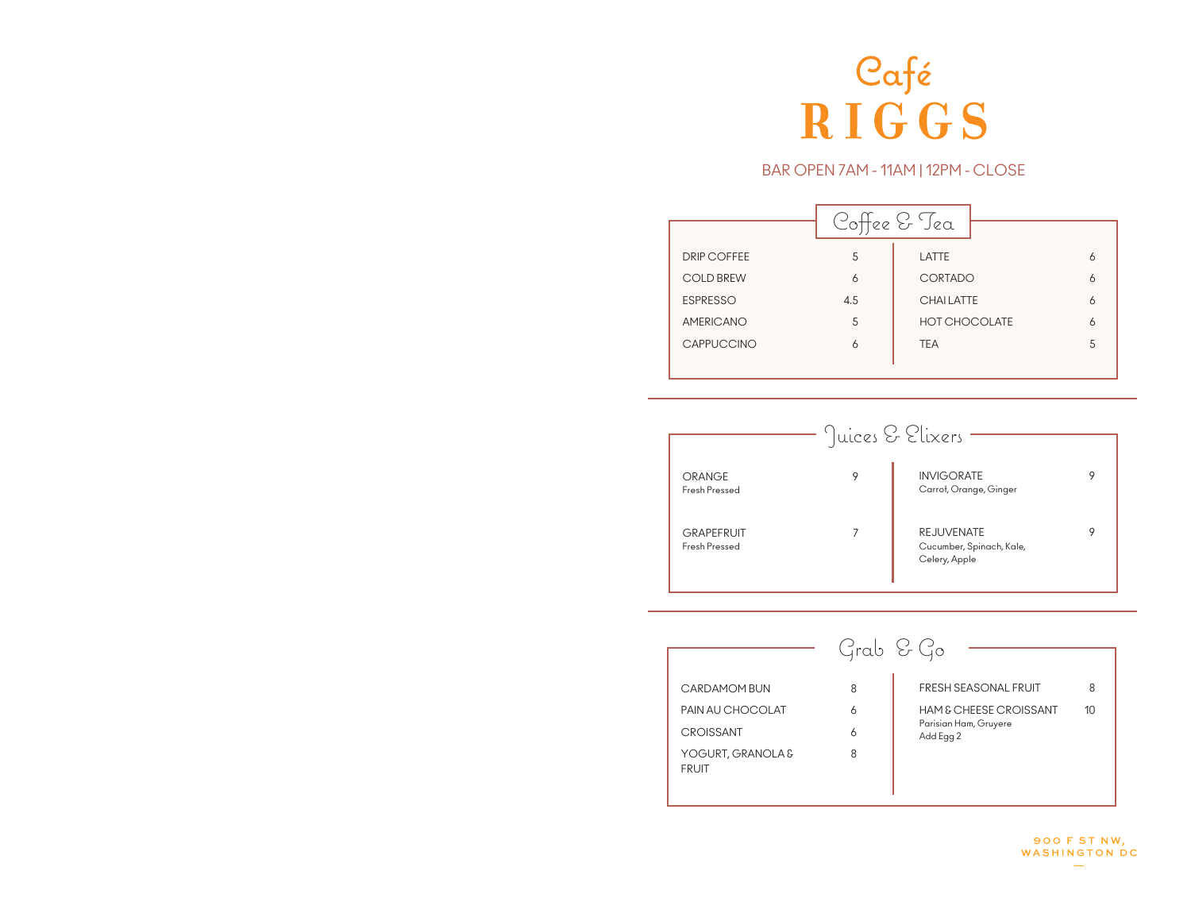# Café RIGGS

BAR OPEN 7AM - 11AM | 12PM - CLOSE

## Coffee & Tea

| Item | Price | Item | Price |
|---|---|---|---|
| DRIP COFFEE | 5 | LATTE | 6 |
| COLD BREW | 6 | CORTADO | 6 |
| ESPRESSO | 4.5 | CHAI LATTE | 6 |
| AMERICANO | 5 | HOT CHOCOLATE | 6 |
| CAPPUCCINO | 6 | TEA | 5 |

## Juices & Elixers

| Item | Price | Item | Price |
|---|---|---|---|
| ORANGE<br>Fresh Pressed | 9 | INVIGORATE<br>Carrot, Orange, Ginger | 9 |
| GRAPEFRUIT<br>Fresh Pressed | 7 | REJUVENATE<br>Cucumber, Spinach, Kale, Celery, Apple | 9 |

## Grab & Go

| Item | Price | Item | Price |
|---|---|---|---|
| CARDAMOM BUN | 8 | FRESH SEASONAL FRUIT | 8 |
| PAIN AU CHOCOLAT | 6 | HAM & CHEESE CROISSANT<br>Parisian Ham, Gruyere<br>Add Egg 2 | 10 |
| CROISSANT | 6 | | |
| YOGURT, GRANOLA & FRUIT | 8 | | |

900 F ST NW,
WASHINGTON DC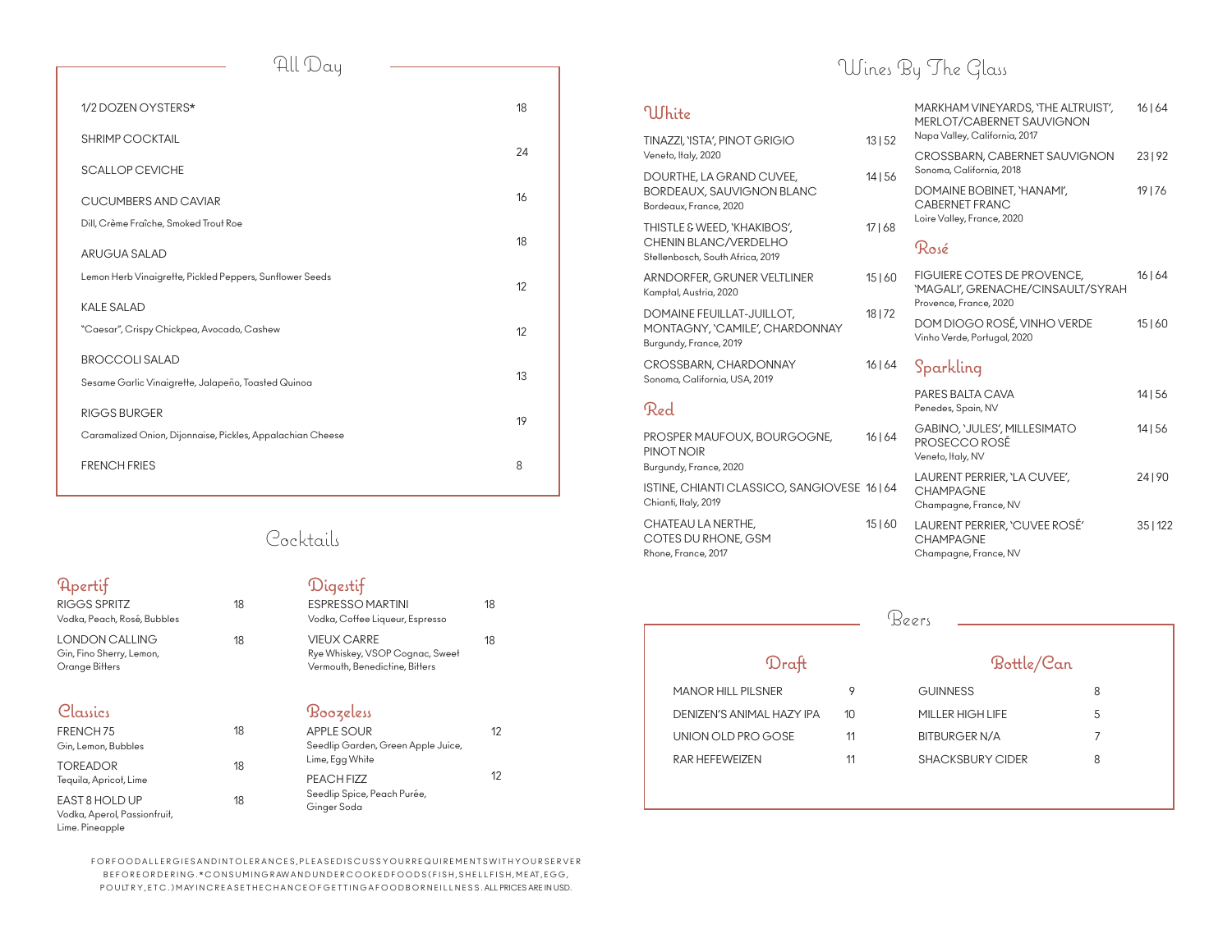## All Day

- 1/2 DOZEN OYSTERS* — 18
- SHRIMP COCKTAIL — 24
- SCALLOP CEVICHE — 16
- CUCUMBERS AND CAVIAR — 18
  Dill, Crème Fraîche, Smoked Trout Roe
- ARUGUA SALAD — 12
  Lemon Herb Vinaigrette, Pickled Peppers, Sunflower Seeds
- KALE SALAD — 12
  "Caesar", Crispy Chickpea, Avocado, Cashew
- BROCCOLI SALAD — 13
  Sesame Garlic Vinaigrette, Jalapeño, Toasted Quinoa
- RIGGS BURGER — 19
  Caramalized Onion, Dijonnaise, Pickles, Appalachian Cheese
- FRENCH FRIES — 8

## Cocktails

### Apertif

- RIGGS SPRITZ — 18
  Vodka, Peach, Rosé, Bubbles
- LONDON CALLING — 18
  Gin, Fino Sherry, Lemon, Orange Bitters

### Classics

- FRENCH 75 — 18
  Gin, Lemon, Bubbles
- TOREADOR — 18
  Tequila, Apricot, Lime
- EAST 8 HOLD UP — 18
  Vodka, Aperol, Passionfruit, Lime. Pineapple

### Digestif

- ESPRESSO MARTINI — 18
  Vodka, Coffee Liqueur, Espresso
- VIEUX CARRE — 18
  Rye Whiskey, VSOP Cognac, Sweet Vermouth, Benedictine, Bitters

### Boozeless

- APPLE SOUR — 12
  Seedlip Garden, Green Apple Juice, Lime, Egg White
- PEACH FIZZ — 12
  Seedlip Spice, Peach Purée, Ginger Soda

## Wines By The Glass

### White

- TINAZZI, 'ISTA', PINOT GRIGIO — 13 | 52
  Veneto, Italy, 2020
- DOURTHE, LA GRAND CUVEE, BORDEAUX, SAUVIGNON BLANC — 14 | 56
  Bordeaux, France, 2020
- THISTLE & WEED, 'KHAKIBOS', CHENIN BLANC/VERDELHO — 17 | 68
  Stellenbosch, South Africa, 2019
- ARNDORFER, GRUNER VELTLINER — 15 | 60
  Kamptal, Austria, 2020
- DOMAINE FEUILLAT-JUILLOT, MONTAGNY, 'CAMILE', CHARDONNAY — 18 | 72
  Burgundy, France, 2019
- CROSSBARN, CHARDONNAY — 16 | 64
  Sonoma, California, USA, 2019

### Red

- PROSPER MAUFOUX, BOURGOGNE, PINOT NOIR — 16 | 64
  Burgundy, France, 2020
- ISTINE, CHIANTI CLASSICO, SANGIOVESE — 16 | 64
  Chianti, Italy, 2019
- CHATEAU LA NERTHE, COTES DU RHONE, GSM — 15 | 60
  Rhone, France, 2017
- MARKHAM VINEYARDS, 'THE ALTRUIST', MERLOT/CABERNET SAUVIGNON — 16 | 64
  Napa Valley, California, 2017
- CROSSBARN, CABERNET SAUVIGNON — 23 | 92
  Sonoma, California, 2018
- DOMAINE BOBINET, 'HANAMI', CABERNET FRANC — 19 | 76
  Loire Valley, France, 2020

### Rosé

- FIGUIERE COTES DE PROVENCE, 'MAGALI', GRENACHE/CINSAULT/SYRAH — 16 | 64
  Provence, France, 2020
- DOM DIOGO ROSÉ, VINHO VERDE — 15 | 60
  Vinho Verde, Portugal, 2020

### Sparkling

- PARES BALTA CAVA — 14 | 56
  Penedes, Spain, NV
- GABINO, 'JULES', MILLESIMATO PROSECCO ROSÉ — 14 | 56
  Veneto, Italy, NV
- LAURENT PERRIER, 'LA CUVEE', CHAMPAGNE — 24 | 90
  Champagne, France, NV
- LAURENT PERRIER, 'CUVEE ROSÉ' CHAMPAGNE — 35 | 122
  Champagne, France, NV

## Beers

### Draft

- MANOR HILL PILSNER — 9
- DENIZEN'S ANIMAL HAZY IPA — 10
- UNION OLD PRO GOSE — 11
- RAR HEFEWEIZEN — 11

### Bottle/Can

- GUINNESS — 8
- MILLER HIGH LIFE — 5
- BITBURGER N/A — 7
- SHACKSBURY CIDER — 8

FOR FOOD ALLERGIES AND INTOLERANCES, PLEASE DISCUSS YOUR REQUIREMENTS WITH YOUR SERVER BEFORE ORDERING. *CONSUMING RAW AND UNDERCOOKED FOODS (FISH, SHELLFISH, MEAT, EGG, POULTRY, ETC.) MAY INCREASE THE CHANCE OF GETTING A FOODBORNE ILLNESS. ALL PRICES ARE IN USD.